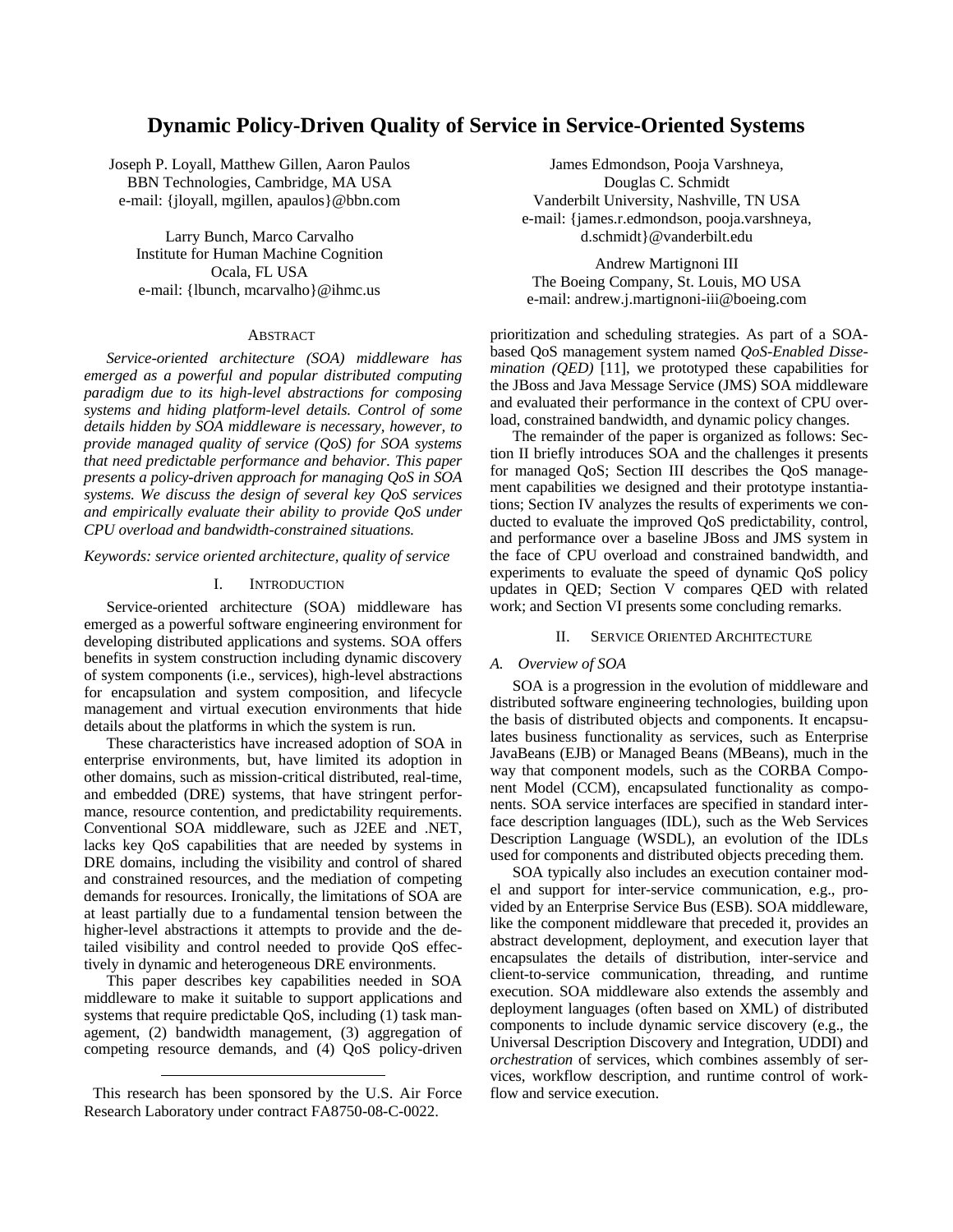# Dynamic Policy-Driven Quality of Service in Service-Oriented Systems

Joseph P. Loyall, Matthew Gillen, Aaron Paulos
BBN Technologies, Cambridge, MA USA
e-mail: {jloyall, mgillen, apaulos}@bbn.com

Larry Bunch, Marco Carvalho
Institute for Human Machine Cognition
Ocala, FL USA
e-mail: {lbunch, mcarvalho}@ihmc.us

James Edmondson, Pooja Varshneya,
Douglas C. Schmidt
Vanderbilt University, Nashville, TN USA
e-mail: {james.r.edmondson, pooja.varshneya, d.schmidt}@vanderbilt.edu

Andrew Martignoni III
The Boeing Company, St. Louis, MO USA
e-mail: andrew.j.martignoni-iii@boeing.com

## Abstract

*Service-oriented architecture (SOA) middleware has emerged as a powerful and popular distributed computing paradigm due to its high-level abstractions for composing systems and hiding platform-level details. Control of some details hidden by SOA middleware is necessary, however, to provide managed quality of service (QoS) for SOA systems that need predictable performance and behavior. This paper presents a policy-driven approach for managing QoS in SOA systems. We discuss the design of several key QoS services and empirically evaluate their ability to provide QoS under CPU overload and bandwidth-constrained situations.*

*Keywords: service oriented architecture, quality of service*

## I. Introduction

Service-oriented architecture (SOA) middleware has emerged as a powerful software engineering environment for developing distributed applications and systems. SOA offers benefits in system construction including dynamic discovery of system components (i.e., services), high-level abstractions for encapsulation and system composition, and lifecycle management and virtual execution environments that hide details about the platforms in which the system is run.

These characteristics have increased adoption of SOA in enterprise environments, but, have limited its adoption in other domains, such as mission-critical distributed, real-time, and embedded (DRE) systems, that have stringent performance, resource contention, and predictability requirements. Conventional SOA middleware, such as J2EE and .NET, lacks key QoS capabilities that are needed by systems in DRE domains, including the visibility and control of shared and constrained resources, and the mediation of competing demands for resources. Ironically, the limitations of SOA are at least partially due to a fundamental tension between the higher-level abstractions it attempts to provide and the detailed visibility and control needed to provide QoS effectively in dynamic and heterogeneous DRE environments.

This paper describes key capabilities needed in SOA middleware to make it suitable to support applications and systems that require predictable QoS, including (1) task management, (2) bandwidth management, (3) aggregation of competing resource demands, and (4) QoS policy-driven prioritization and scheduling strategies. As part of a SOA-based QoS management system named *QoS-Enabled Dissemination (QED)* [11], we prototyped these capabilities for the JBoss and Java Message Service (JMS) SOA middleware and evaluated their performance in the context of CPU overload, constrained bandwidth, and dynamic policy changes.

The remainder of the paper is organized as follows: Section II briefly introduces SOA and the challenges it presents for managed QoS; Section III describes the QoS management capabilities we designed and their prototype instantiations; Section IV analyzes the results of experiments we conducted to evaluate the improved QoS predictability, control, and performance over a baseline JBoss and JMS system in the face of CPU overload and constrained bandwidth, and experiments to evaluate the speed of dynamic QoS policy updates in QED; Section V compares QED with related work; and Section VI presents some concluding remarks.

## II. Service Oriented Architecture

### A. Overview of SOA

SOA is a progression in the evolution of middleware and distributed software engineering technologies, building upon the basis of distributed objects and components. It encapsulates business functionality as services, such as Enterprise JavaBeans (EJB) or Managed Beans (MBeans), much in the way that component models, such as the CORBA Component Model (CCM), encapsulated functionality as components. SOA service interfaces are specified in standard interface description languages (IDL), such as the Web Services Description Language (WSDL), an evolution of the IDLs used for components and distributed objects preceding them.

SOA typically also includes an execution container model and support for inter-service communication, e.g., provided by an Enterprise Service Bus (ESB). SOA middleware, like the component middleware that preceded it, provides an abstract development, deployment, and execution layer that encapsulates the details of distribution, inter-service and client-to-service communication, threading, and runtime execution. SOA middleware also extends the assembly and deployment languages (often based on XML) of distributed components to include dynamic service discovery (e.g., the Universal Description Discovery and Integration, UDDI) and *orchestration* of services, which combines assembly of services, workflow description, and runtime control of workflow and service execution.

This research has been sponsored by the U.S. Air Force Research Laboratory under contract FA8750-08-C-0022.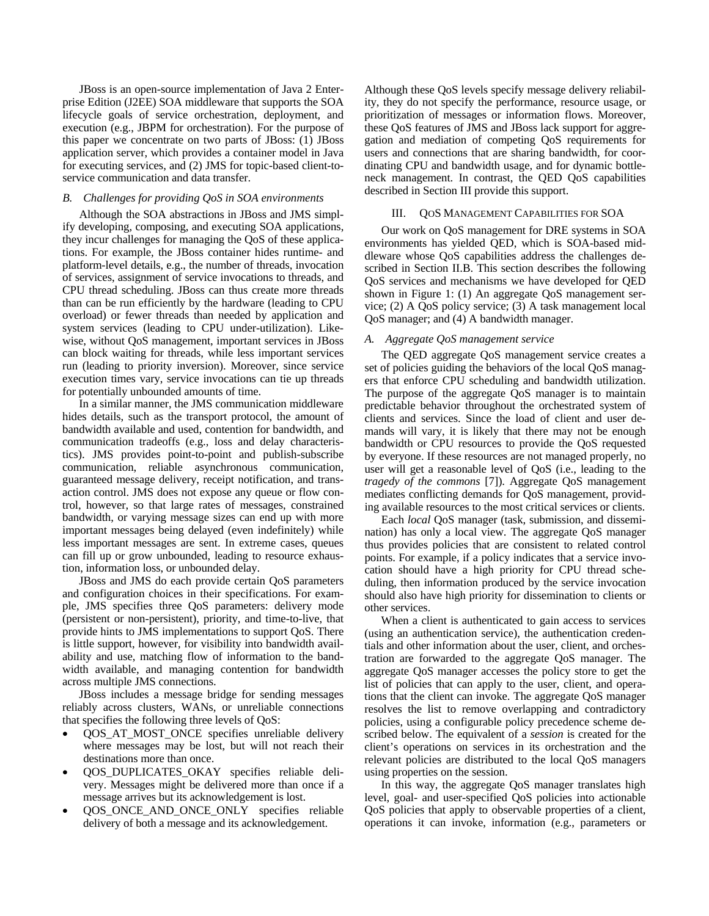JBoss is an open-source implementation of Java 2 Enterprise Edition (J2EE) SOA middleware that supports the SOA lifecycle goals of service orchestration, deployment, and execution (e.g., JBPM for orchestration). For the purpose of this paper we concentrate on two parts of JBoss: (1) JBoss application server, which provides a container model in Java for executing services, and (2) JMS for topic-based client-to-service communication and data transfer.

### *B. Challenges for providing QoS in SOA environments*

Although the SOA abstractions in JBoss and JMS simplify developing, composing, and executing SOA applications, they incur challenges for managing the QoS of these applications. For example, the JBoss container hides runtime- and platform-level details, e.g., the number of threads, invocation of services, assignment of service invocations to threads, and CPU thread scheduling. JBoss can thus create more threads than can be run efficiently by the hardware (leading to CPU overload) or fewer threads than needed by application and system services (leading to CPU under-utilization). Likewise, without QoS management, important services in JBoss can block waiting for threads, while less important services run (leading to priority inversion). Moreover, since service execution times vary, service invocations can tie up threads for potentially unbounded amounts of time.

In a similar manner, the JMS communication middleware hides details, such as the transport protocol, the amount of bandwidth available and used, contention for bandwidth, and communication tradeoffs (e.g., loss and delay characteristics). JMS provides point-to-point and publish-subscribe communication, reliable asynchronous communication, guaranteed message delivery, receipt notification, and transaction control. JMS does not expose any queue or flow control, however, so that large rates of messages, constrained bandwidth, or varying message sizes can end up with more important messages being delayed (even indefinitely) while less important messages are sent. In extreme cases, queues can fill up or grow unbounded, leading to resource exhaustion, information loss, or unbounded delay.

JBoss and JMS do each provide certain QoS parameters and configuration choices in their specifications. For example, JMS specifies three QoS parameters: delivery mode (persistent or non-persistent), priority, and time-to-live, that provide hints to JMS implementations to support QoS. There is little support, however, for visibility into bandwidth availability and use, matching flow of information to the bandwidth available, and managing contention for bandwidth across multiple JMS connections.

JBoss includes a message bridge for sending messages reliably across clusters, WANs, or unreliable connections that specifies the following three levels of QoS:

- QOS_AT_MOST_ONCE specifies unreliable delivery where messages may be lost, but will not reach their destinations more than once.
- QOS_DUPLICATES_OKAY specifies reliable delivery. Messages might be delivered more than once if a message arrives but its acknowledgement is lost.
- QOS_ONCE_AND_ONCE_ONLY specifies reliable delivery of both a message and its acknowledgement.

Although these QoS levels specify message delivery reliability, they do not specify the performance, resource usage, or prioritization of messages or information flows. Moreover, these QoS features of JMS and JBoss lack support for aggregation and mediation of competing QoS requirements for users and connections that are sharing bandwidth, for coordinating CPU and bandwidth usage, and for dynamic bottleneck management. In contrast, the QED QoS capabilities described in Section III provide this support.

## III. QoS Management Capabilities for SOA

Our work on QoS management for DRE systems in SOA environments has yielded QED, which is SOA-based middleware whose QoS capabilities address the challenges described in Section II.B. This section describes the following QoS services and mechanisms we have developed for QED shown in Figure 1: (1) An aggregate QoS management service; (2) A QoS policy service; (3) A task management local QoS manager; and (4) A bandwidth manager.

### *A. Aggregate QoS management service*

The QED aggregate QoS management service creates a set of policies guiding the behaviors of the local QoS managers that enforce CPU scheduling and bandwidth utilization. The purpose of the aggregate QoS manager is to maintain predictable behavior throughout the orchestrated system of clients and services. Since the load of client and user demands will vary, it is likely that there may not be enough bandwidth or CPU resources to provide the QoS requested by everyone. If these resources are not managed properly, no user will get a reasonable level of QoS (i.e., leading to the *tragedy of the commons* [7]). Aggregate QoS management mediates conflicting demands for QoS management, providing available resources to the most critical services or clients.

Each *local* QoS manager (task, submission, and dissemination) has only a local view. The aggregate QoS manager thus provides policies that are consistent to related control points. For example, if a policy indicates that a service invocation should have a high priority for CPU thread scheduling, then information produced by the service invocation should also have high priority for dissemination to clients or other services.

When a client is authenticated to gain access to services (using an authentication service), the authentication credentials and other information about the user, client, and orchestration are forwarded to the aggregate QoS manager. The aggregate QoS manager accesses the policy store to get the list of policies that can apply to the user, client, and operations that the client can invoke. The aggregate QoS manager resolves the list to remove overlapping and contradictory policies, using a configurable policy precedence scheme described below. The equivalent of a *session* is created for the client's operations on services in its orchestration and the relevant policies are distributed to the local QoS managers using properties on the session.

In this way, the aggregate QoS manager translates high level, goal- and user-specified QoS policies into actionable QoS policies that apply to observable properties of a client, operations it can invoke, information (e.g., parameters or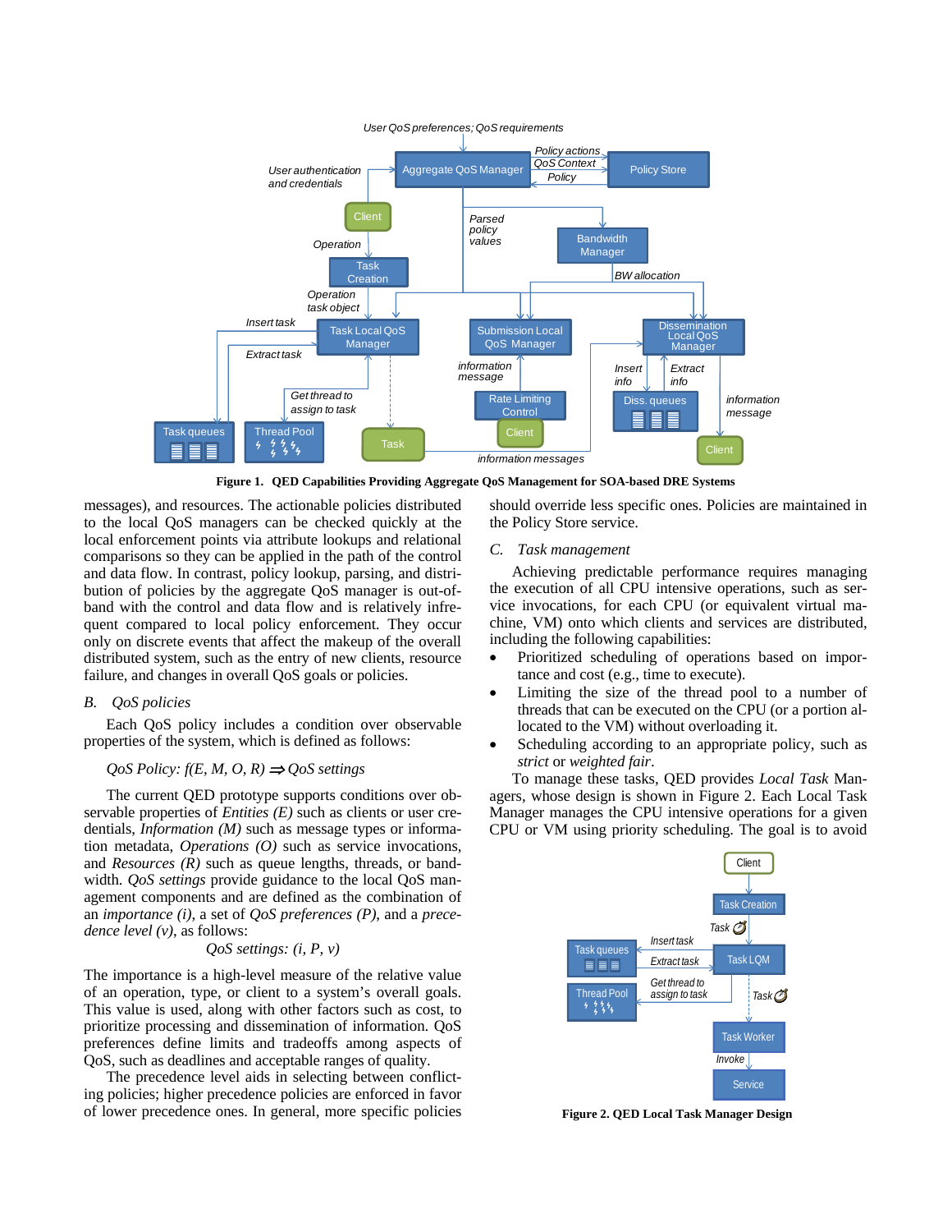User QoS preferences; QoS requirements

Aggregate QoS Manager

Policy actions

QoS Context

Policy

Policy Store

User authentication and credentials

Client

Parsed policy values

Bandwidth Manager

Operation

Task Creation

BW allocation

Operation task object

Insert task

Task Local QoS Manager

Submission Local QoS Manager

Dissemination Local QoS Manager

Extract task

information message

Insert info

Extract info

Get thread to assign to task

Rate Limiting Control

Diss. queues

information message

Task queues

Thread Pool

Task

Client

Client

information messages

**Figure 1. QED Capabilities Providing Aggregate QoS Management for SOA-based DRE Systems**

messages), and resources. The actionable policies distributed to the local QoS managers can be checked quickly at the local enforcement points via attribute lookups and relational comparisons so they can be applied in the path of the control and data flow. In contrast, policy lookup, parsing, and distribution of policies by the aggregate QoS manager is out-of-band with the control and data flow and is relatively infrequent compared to local policy enforcement. They occur only on discrete events that affect the makeup of the overall distributed system, such as the entry of new clients, resource failure, and changes in overall QoS goals or policies.

## *B. QoS policies*

Each QoS policy includes a condition over observable properties of the system, which is defined as follows:

*QoS Policy: f(E, M, O, R)* ⇒ *QoS settings*

The current QED prototype supports conditions over observable properties of *Entities (E)* such as clients or user credentials, *Information (M)* such as message types or information metadata, *Operations (O)* such as service invocations, and *Resources (R)* such as queue lengths, threads, or bandwidth. *QoS settings* provide guidance to the local QoS management components and are defined as the combination of an *importance (i)*, a set of *QoS preferences (P)*, and a *precedence level (v)*, as follows:

*QoS settings: (i, P, v)*

The importance is a high-level measure of the relative value of an operation, type, or client to a system's overall goals. This value is used, along with other factors such as cost, to prioritize processing and dissemination of information. QoS preferences define limits and tradeoffs among aspects of QoS, such as deadlines and acceptable ranges of quality.

The precedence level aids in selecting between conflicting policies; higher precedence policies are enforced in favor of lower precedence ones. In general, more specific policies should override less specific ones. Policies are maintained in the Policy Store service.

## *C. Task management*

Achieving predictable performance requires managing the execution of all CPU intensive operations, such as service invocations, for each CPU (or equivalent virtual machine, VM) onto which clients and services are distributed, including the following capabilities:

- Prioritized scheduling of operations based on importance and cost (e.g., time to execute).
- Limiting the size of the thread pool to a number of threads that can be executed on the CPU (or a portion allocated to the VM) without overloading it.
- Scheduling according to an appropriate policy, such as *strict* or *weighted fair*.

To manage these tasks, QED provides *Local Task* Managers, whose design is shown in Figure 2. Each Local Task Manager manages the CPU intensive operations for a given CPU or VM using priority scheduling. The goal is to avoid

Client

Task Creation

Task

Task queues

Insert task

Extract task

Task LQM

Thread Pool

Get thread to assign to task

Task

Task Worker

Invoke

Service

**Figure 2. QED Local Task Manager Design**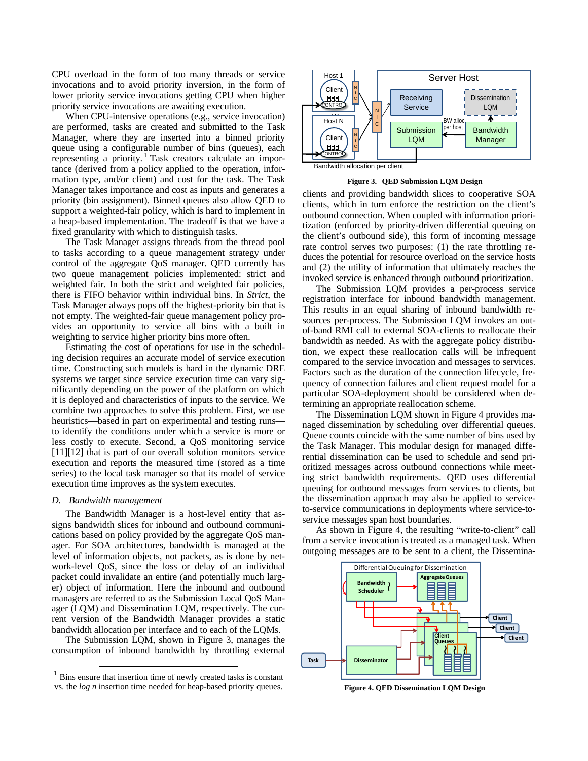CPU overload in the form of too many threads or service invocations and to avoid priority inversion, in the form of lower priority service invocations getting CPU when higher priority service invocations are awaiting execution.

When CPU-intensive operations (e.g., service invocation) are performed, tasks are created and submitted to the Task Manager, where they are inserted into a binned priority queue using a configurable number of bins (queues), each representing a priority.[1] Task creators calculate an importance (derived from a policy applied to the operation, information type, and/or client) and cost for the task. The Task Manager takes importance and cost as inputs and generates a priority (bin assignment). Binned queues also allow QED to support a weighted-fair policy, which is hard to implement in a heap-based implementation. The tradeoff is that we have a fixed granularity with which to distinguish tasks.

The Task Manager assigns threads from the thread pool to tasks according to a queue management strategy under control of the aggregate QoS manager. QED currently has two queue management policies implemented: strict and weighted fair. In both the strict and weighted fair policies, there is FIFO behavior within individual bins. In *Strict*, the Task Manager always pops off the highest-priority bin that is not empty. The weighted-fair queue management policy provides an opportunity to service all bins with a built in weighting to service higher priority bins more often.

Estimating the cost of operations for use in the scheduling decision requires an accurate model of service execution time. Constructing such models is hard in the dynamic DRE systems we target since service execution time can vary significantly depending on the power of the platform on which it is deployed and characteristics of inputs to the service. We combine two approaches to solve this problem. First, we use heuristics—based in part on experimental and testing runs—to identify the conditions under which a service is more or less costly to execute. Second, a QoS monitoring service [11][12] that is part of our overall solution monitors service execution and reports the measured time (stored as a time series) to the local task manager so that its model of service execution time improves as the system executes.

### *D. Bandwidth management*

The Bandwidth Manager is a host-level entity that assigns bandwidth slices for inbound and outbound communications based on policy provided by the aggregate QoS manager. For SOA architectures, bandwidth is managed at the level of information objects, not packets, as is done by network-level QoS, since the loss or delay of an individual packet could invalidate an entire (and potentially much larger) object of information. Here the inbound and outbound managers are referred to as the Submission Local QoS Manager (LQM) and Dissemination LQM, respectively. The current version of the Bandwidth Manager provides a static bandwidth allocation per interface and to each of the LQMs.

The Submission LQM, shown in Figure 3, manages the consumption of inbound bandwidth by throttling external

**Figure 3. QED Submission LQM Design**

clients and providing bandwidth slices to cooperative SOA clients, which in turn enforce the restriction on the client's outbound connection. When coupled with information prioritization (enforced by priority-driven differential queuing on the client's outbound side), this form of incoming message rate control serves two purposes: (1) the rate throttling reduces the potential for resource overload on the service hosts and (2) the utility of information that ultimately reaches the invoked service is enhanced through outbound prioritization.

The Submission LQM provides a per-process service registration interface for inbound bandwidth management. This results in an equal sharing of inbound bandwidth resources per-process. The Submission LQM invokes an out-of-band RMI call to external SOA-clients to reallocate their bandwidth as needed. As with the aggregate policy distribution, we expect these reallocation calls will be infrequent compared to the service invocation and messages to services. Factors such as the duration of the connection lifecycle, frequency of connection failures and client request model for a particular SOA-deployment should be considered when determining an appropriate reallocation scheme.

The Dissemination LQM shown in Figure 4 provides managed dissemination by scheduling over differential queues. Queue counts coincide with the same number of bins used by the Task Manager. This modular design for managed differential dissemination can be used to schedule and send prioritized messages across outbound connections while meeting strict bandwidth requirements. QED uses differential queuing for outbound messages from services to clients, but the dissemination approach may also be applied to service-to-service communications in deployments where service-to-service messages span host boundaries.

As shown in Figure 4, the resulting "write-to-client" call from a service invocation is treated as a managed task. When outgoing messages are to be sent to a client, the Dissemina-

**Figure 4. QED Dissemination LQM Design**

[1] Bins ensure that insertion time of newly created tasks is constant vs. the *log n* insertion time needed for heap-based priority queues.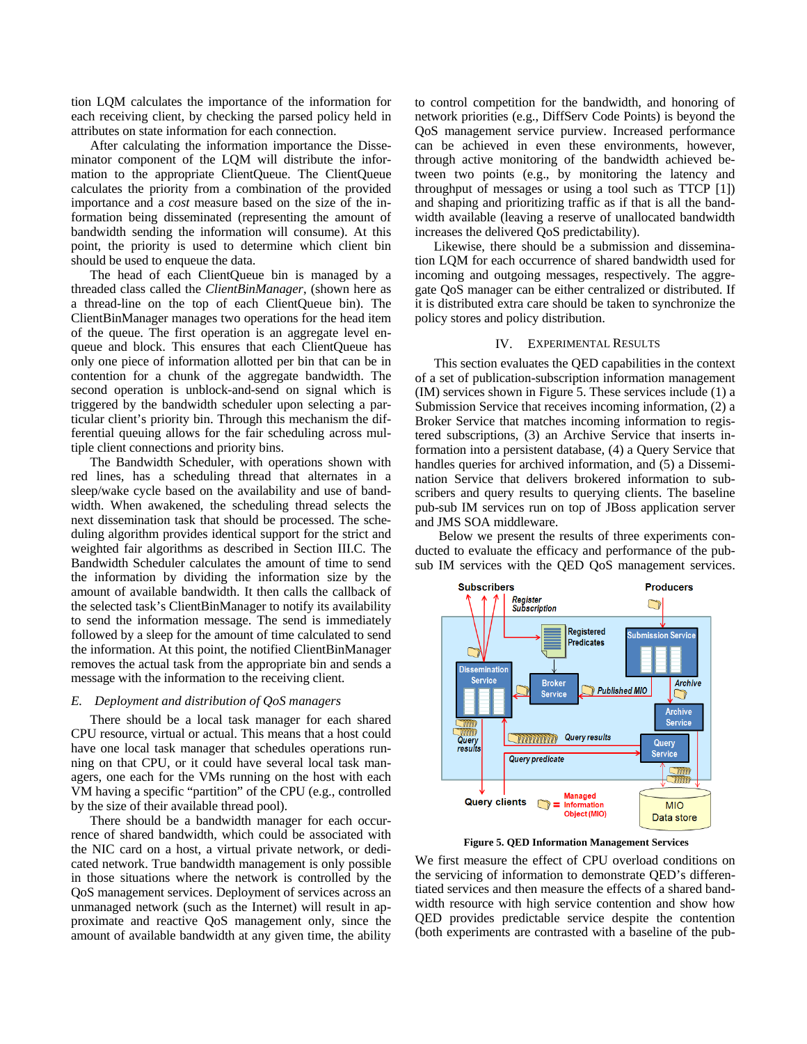tion LQM calculates the importance of the information for each receiving client, by checking the parsed policy held in attributes on state information for each connection.

After calculating the information importance the Disseminator component of the LQM will distribute the information to the appropriate ClientQueue. The ClientQueue calculates the priority from a combination of the provided importance and a *cost* measure based on the size of the information being disseminated (representing the amount of bandwidth sending the information will consume). At this point, the priority is used to determine which client bin should be used to enqueue the data.

The head of each ClientQueue bin is managed by a threaded class called the *ClientBinManager*, (shown here as a thread-line on the top of each ClientQueue bin). The ClientBinManager manages two operations for the head item of the queue. The first operation is an aggregate level enqueue and block. This ensures that each ClientQueue has only one piece of information allotted per bin that can be in contention for a chunk of the aggregate bandwidth. The second operation is unblock-and-send on signal which is triggered by the bandwidth scheduler upon selecting a particular client's priority bin. Through this mechanism the differential queuing allows for the fair scheduling across multiple client connections and priority bins.

The Bandwidth Scheduler, with operations shown with red lines, has a scheduling thread that alternates in a sleep/wake cycle based on the availability and use of bandwidth. When awakened, the scheduling thread selects the next dissemination task that should be processed. The scheduling algorithm provides identical support for the strict and weighted fair algorithms as described in Section III.C. The Bandwidth Scheduler calculates the amount of time to send the information by dividing the information size by the amount of available bandwidth. It then calls the callback of the selected task's ClientBinManager to notify its availability to send the information message. The send is immediately followed by a sleep for the amount of time calculated to send the information. At this point, the notified ClientBinManager removes the actual task from the appropriate bin and sends a message with the information to the receiving client.

### *E. Deployment and distribution of QoS managers*

There should be a local task manager for each shared CPU resource, virtual or actual. This means that a host could have one local task manager that schedules operations running on that CPU, or it could have several local task managers, one each for the VMs running on the host with each VM having a specific "partition" of the CPU (e.g., controlled by the size of their available thread pool).

There should be a bandwidth manager for each occurrence of shared bandwidth, which could be associated with the NIC card on a host, a virtual private network, or dedicated network. True bandwidth management is only possible in those situations where the network is controlled by the QoS management services. Deployment of services across an unmanaged network (such as the Internet) will result in approximate and reactive QoS management only, since the amount of available bandwidth at any given time, the ability to control competition for the bandwidth, and honoring of network priorities (e.g., DiffServ Code Points) is beyond the QoS management service purview. Increased performance can be achieved in even these environments, however, through active monitoring of the bandwidth achieved between two points (e.g., by monitoring the latency and throughput of messages or using a tool such as TTCP [1]) and shaping and prioritizing traffic as if that is all the bandwidth available (leaving a reserve of unallocated bandwidth increases the delivered QoS predictability).

Likewise, there should be a submission and dissemination LQM for each occurrence of shared bandwidth used for incoming and outgoing messages, respectively. The aggregate QoS manager can be either centralized or distributed. If it is distributed extra care should be taken to synchronize the policy stores and policy distribution.

## IV. Experimental Results

This section evaluates the QED capabilities in the context of a set of publication-subscription information management (IM) services shown in Figure 5. These services include (1) a Submission Service that receives incoming information, (2) a Broker Service that matches incoming information to registered subscriptions, (3) an Archive Service that inserts information into a persistent database, (4) a Query Service that handles queries for archived information, and (5) a Dissemination Service that delivers brokered information to subscribers and query results to querying clients. The baseline pub-sub IM services run on top of JBoss application server and JMS SOA middleware.

Below we present the results of three experiments conducted to evaluate the efficacy and performance of the pub-sub IM services with the QED QoS management services.

**Figure 5. QED Information Management Services**

We first measure the effect of CPU overload conditions on the servicing of information to demonstrate QED's differentiated services and then measure the effects of a shared bandwidth resource with high service contention and show how QED provides predictable service despite the contention (both experiments are contrasted with a baseline of the pub-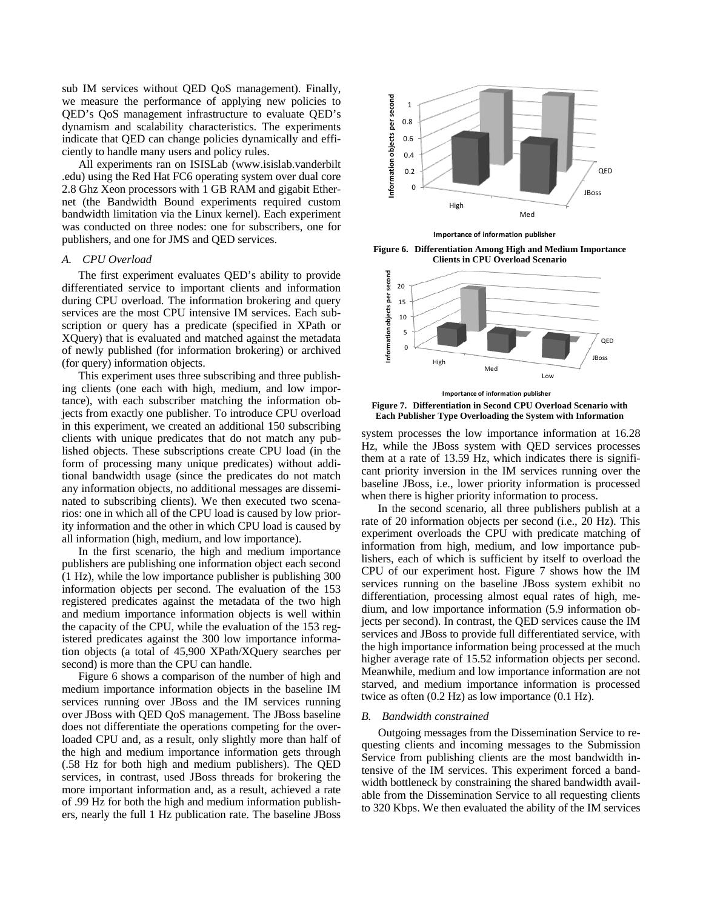sub IM services without QED QoS management). Finally, we measure the performance of applying new policies to QED's QoS management infrastructure to evaluate QED's dynamism and scalability characteristics. The experiments indicate that QED can change policies dynamically and efficiently to handle many users and policy rules.

All experiments ran on ISISLab (www.isislab.vanderbilt .edu) using the Red Hat FC6 operating system over dual core 2.8 Ghz Xeon processors with 1 GB RAM and gigabit Ethernet (the Bandwidth Bound experiments required custom bandwidth limitation via the Linux kernel). Each experiment was conducted on three nodes: one for subscribers, one for publishers, and one for JMS and QED services.

### *A. CPU Overload*

The first experiment evaluates QED's ability to provide differentiated service to important clients and information during CPU overload. The information brokering and query services are the most CPU intensive IM services. Each subscription or query has a predicate (specified in XPath or XQuery) that is evaluated and matched against the metadata of newly published (for information brokering) or archived (for query) information objects.

This experiment uses three subscribing and three publishing clients (one each with high, medium, and low importance), with each subscriber matching the information objects from exactly one publisher. To introduce CPU overload in this experiment, we created an additional 150 subscribing clients with unique predicates that do not match any published objects. These subscriptions create CPU load (in the form of processing many unique predicates) without additional bandwidth usage (since the predicates do not match any information objects, no additional messages are disseminated to subscribing clients). We then executed two scenarios: one in which all of the CPU load is caused by low priority information and the other in which CPU load is caused by all information (high, medium, and low importance).

In the first scenario, the high and medium importance publishers are publishing one information object each second (1 Hz), while the low importance publisher is publishing 300 information objects per second. The evaluation of the 153 registered predicates against the metadata of the two high and medium importance information objects is well within the capacity of the CPU, while the evaluation of the 153 registered predicates against the 300 low importance information objects (a total of 45,900 XPath/XQuery searches per second) is more than the CPU can handle.

Figure 6 shows a comparison of the number of high and medium importance information objects in the baseline IM services running over JBoss and the IM services running over JBoss with QED QoS management. The JBoss baseline does not differentiate the operations competing for the overloaded CPU and, as a result, only slightly more than half of the high and medium importance information gets through (.58 Hz for both high and medium publishers). The QED services, in contrast, used JBoss threads for brokering the more important information and, as a result, achieved a rate of .99 Hz for both the high and medium information publishers, nearly the full 1 Hz publication rate. The baseline JBoss system processes the low importance information at 16.28 Hz, while the JBoss system with QED services processes them at a rate of 13.59 Hz, which indicates there is significant priority inversion in the IM services running over the baseline JBoss, i.e., lower priority information is processed when there is higher priority information to process.

**Figure 6. Differentiation Among High and Medium Importance Clients in CPU Overload Scenario**

**Figure 7. Differentiation in Second CPU Overload Scenario with Each Publisher Type Overloading the System with Information**

In the second scenario, all three publishers publish at a rate of 20 information objects per second (i.e., 20 Hz). This experiment overloads the CPU with predicate matching of information from high, medium, and low importance publishers, each of which is sufficient by itself to overload the CPU of our experiment host. Figure 7 shows how the IM services running on the baseline JBoss system exhibit no differentiation, processing almost equal rates of high, medium, and low importance information (5.9 information objects per second). In contrast, the QED services cause the IM services and JBoss to provide full differentiated service, with the high importance information being processed at the much higher average rate of 15.52 information objects per second. Meanwhile, medium and low importance information are not starved, and medium importance information is processed twice as often (0.2 Hz) as low importance (0.1 Hz).

### *B. Bandwidth constrained*

Outgoing messages from the Dissemination Service to requesting clients and incoming messages to the Submission Service from publishing clients are the most bandwidth intensive of the IM services. This experiment forced a bandwidth bottleneck by constraining the shared bandwidth available from the Dissemination Service to all requesting clients to 320 Kbps. We then evaluated the ability of the IM services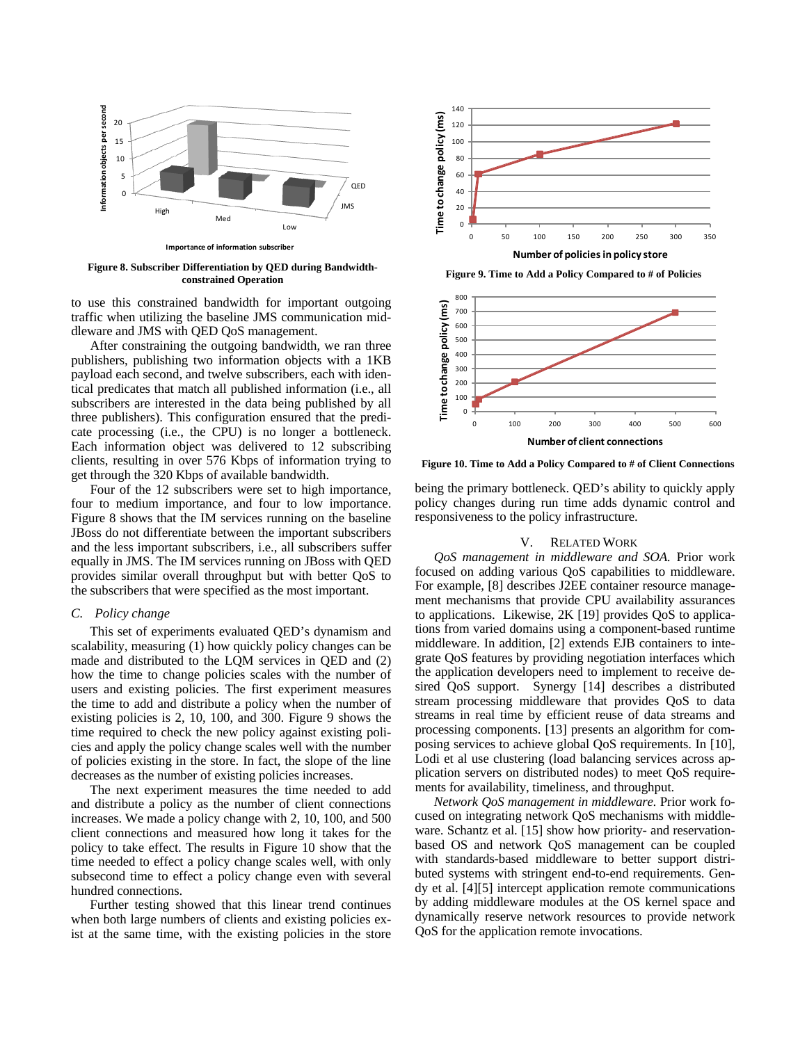Figure 8. Subscriber Differentiation by QED during Bandwidth-constrained Operation

to use this constrained bandwidth for important outgoing traffic when utilizing the baseline JMS communication middleware and JMS with QED QoS management.

After constraining the outgoing bandwidth, we ran three publishers, publishing two information objects with a 1KB payload each second, and twelve subscribers, each with identical predicates that match all published information (i.e., all subscribers are interested in the data being published by all three publishers). This configuration ensured that the predicate processing (i.e., the CPU) is no longer a bottleneck. Each information object was delivered to 12 subscribing clients, resulting in over 576 Kbps of information trying to get through the 320 Kbps of available bandwidth.

Four of the 12 subscribers were set to high importance, four to medium importance, and four to low importance. Figure 8 shows that the IM services running on the baseline JBoss do not differentiate between the important subscribers and the less important subscribers, i.e., all subscribers suffer equally in JMS. The IM services running on JBoss with QED provides similar overall throughput but with better QoS to the subscribers that were specified as the most important.

### C. Policy change

This set of experiments evaluated QED's dynamism and scalability, measuring (1) how quickly policy changes can be made and distributed to the LQM services in QED and (2) how the time to change policies scales with the number of users and existing policies. The first experiment measures the time to add and distribute a policy when the number of existing policies is 2, 10, 100, and 300. Figure 9 shows the time required to check the new policy against existing policies and apply the policy change scales well with the number of policies existing in the store. In fact, the slope of the line decreases as the number of existing policies increases.

The next experiment measures the time needed to add and distribute a policy as the number of client connections increases. We made a policy change with 2, 10, 100, and 500 client connections and measured how long it takes for the policy to take effect. The results in Figure 10 show that the time needed to effect a policy change scales well, with only subsecond time to effect a policy change even with several hundred connections.

Further testing showed that this linear trend continues when both large numbers of clients and existing policies exist at the same time, with the existing policies in the store being the primary bottleneck. QED's ability to quickly apply policy changes during run time adds dynamic control and responsiveness to the policy infrastructure.

Figure 9. Time to Add a Policy Compared to # of Policies

Figure 10. Time to Add a Policy Compared to # of Client Connections

## V. Related Work

*QoS management in middleware and SOA.* Prior work focused on adding various QoS capabilities to middleware. For example, [8] describes J2EE container resource management mechanisms that provide CPU availability assurances to applications. Likewise, 2K [19] provides QoS to applications from varied domains using a component-based runtime middleware. In addition, [2] extends EJB containers to integrate QoS features by providing negotiation interfaces which the application developers need to implement to receive desired QoS support. Synergy [14] describes a distributed stream processing middleware that provides QoS to data streams in real time by efficient reuse of data streams and processing components. [13] presents an algorithm for composing services to achieve global QoS requirements. In [10], Lodi et al use clustering (load balancing services across application servers on distributed nodes) to meet QoS requirements for availability, timeliness, and throughput.

*Network QoS management in middleware.* Prior work focused on integrating network QoS mechanisms with middleware. Schantz et al. [15] show how priority- and reservation-based OS and network QoS management can be coupled with standards-based middleware to better support distributed systems with stringent end-to-end requirements. Gendy et al. [4][5] intercept application remote communications by adding middleware modules at the OS kernel space and dynamically reserve network resources to provide network QoS for the application remote invocations.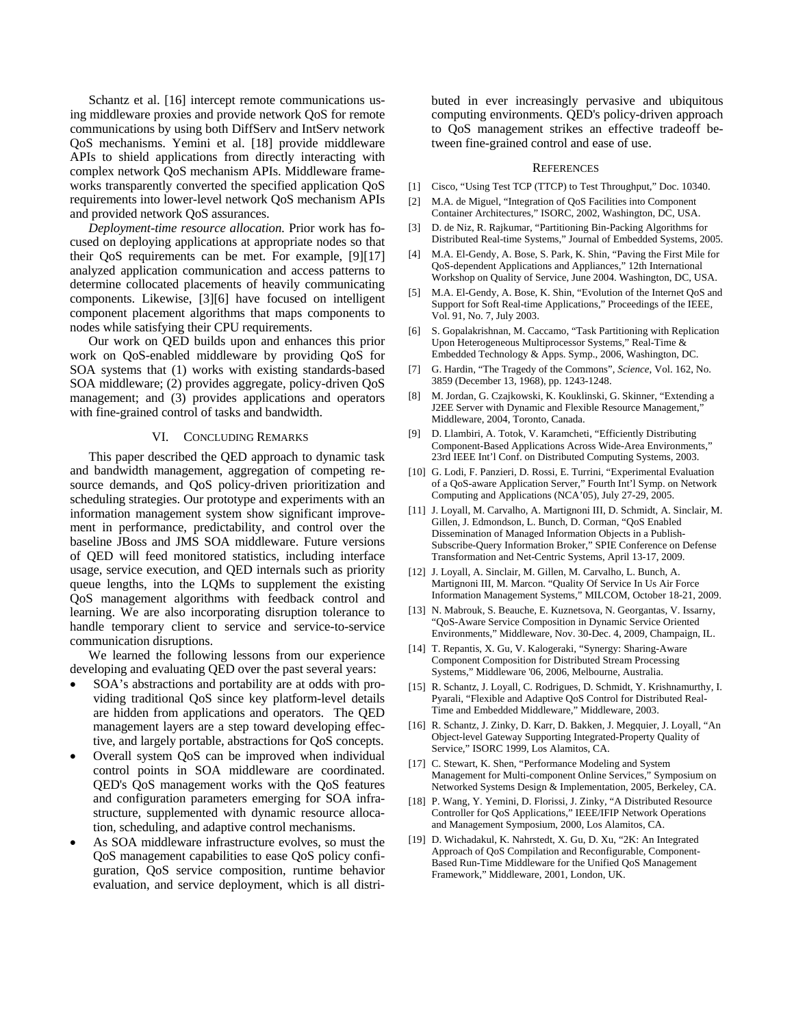Schantz et al. [16] intercept remote communications using middleware proxies and provide network QoS for remote communications by using both DiffServ and IntServ network QoS mechanisms. Yemini et al. [18] provide middleware APIs to shield applications from directly interacting with complex network QoS mechanism APIs. Middleware frameworks transparently converted the specified application QoS requirements into lower-level network QoS mechanism APIs and provided network QoS assurances.

*Deployment-time resource allocation.* Prior work has focused on deploying applications at appropriate nodes so that their QoS requirements can be met. For example, [9][17] analyzed application communication and access patterns to determine collocated placements of heavily communicating components. Likewise, [3][6] have focused on intelligent component placement algorithms that maps components to nodes while satisfying their CPU requirements.

Our work on QED builds upon and enhances this prior work on QoS-enabled middleware by providing QoS for SOA systems that (1) works with existing standards-based SOA middleware; (2) provides aggregate, policy-driven QoS management; and (3) provides applications and operators with fine-grained control of tasks and bandwidth.

## VI. Concluding Remarks

This paper described the QED approach to dynamic task and bandwidth management, aggregation of competing resource demands, and QoS policy-driven prioritization and scheduling strategies. Our prototype and experiments with an information management system show significant improvement in performance, predictability, and control over the baseline JBoss and JMS SOA middleware. Future versions of QED will feed monitored statistics, including interface usage, service execution, and QED internals such as priority queue lengths, into the LQMs to supplement the existing QoS management algorithms with feedback control and learning. We are also incorporating disruption tolerance to handle temporary client to service and service-to-service communication disruptions.

We learned the following lessons from our experience developing and evaluating QED over the past several years:

- SOA's abstractions and portability are at odds with providing traditional QoS since key platform-level details are hidden from applications and operators. The QED management layers are a step toward developing effective, and largely portable, abstractions for QoS concepts.
- Overall system QoS can be improved when individual control points in SOA middleware are coordinated. QED's QoS management works with the QoS features and configuration parameters emerging for SOA infrastructure, supplemented with dynamic resource allocation, scheduling, and adaptive control mechanisms.
- As SOA middleware infrastructure evolves, so must the QoS management capabilities to ease QoS policy configuration, QoS service composition, runtime behavior evaluation, and service deployment, which is all distributed in ever increasingly pervasive and ubiquitous computing environments. QED's policy-driven approach to QoS management strikes an effective tradeoff between fine-grained control and ease of use.

## References

[1] Cisco, "Using Test TCP (TTCP) to Test Throughput," Doc. 10340.

[2] M.A. de Miguel, "Integration of QoS Facilities into Component Container Architectures," ISORC, 2002, Washington, DC, USA.

[3] D. de Niz, R. Rajkumar, "Partitioning Bin-Packing Algorithms for Distributed Real-time Systems," Journal of Embedded Systems, 2005.

[4] M.A. El-Gendy, A. Bose, S. Park, K. Shin, "Paving the First Mile for QoS-dependent Applications and Appliances," 12th International Workshop on Quality of Service, June 2004. Washington, DC, USA.

[5] M.A. El-Gendy, A. Bose, K. Shin, "Evolution of the Internet QoS and Support for Soft Real-time Applications," Proceedings of the IEEE, Vol. 91, No. 7, July 2003.

[6] S. Gopalakrishnan, M. Caccamo, "Task Partitioning with Replication Upon Heterogeneous Multiprocessor Systems," Real-Time & Embedded Technology & Apps. Symp., 2006, Washington, DC.

[7] G. Hardin, "The Tragedy of the Commons", *Science*, Vol. 162, No. 3859 (December 13, 1968), pp. 1243-1248.

[8] M. Jordan, G. Czajkowski, K. Kouklinski, G. Skinner, "Extending a J2EE Server with Dynamic and Flexible Resource Management," Middleware, 2004, Toronto, Canada.

[9] D. Llambiri, A. Totok, V. Karamcheti, "Efficiently Distributing Component-Based Applications Across Wide-Area Environments," 23rd IEEE Int'l Conf. on Distributed Computing Systems, 2003.

[10] G. Lodi, F. Panzieri, D. Rossi, E. Turrini, "Experimental Evaluation of a QoS-aware Application Server," Fourth Int'l Symp. on Network Computing and Applications (NCA'05), July 27-29, 2005.

[11] J. Loyall, M. Carvalho, A. Martignoni III, D. Schmidt, A. Sinclair, M. Gillen, J. Edmondson, L. Bunch, D. Corman, "QoS Enabled Dissemination of Managed Information Objects in a Publish-Subscribe-Query Information Broker," SPIE Conference on Defense Transformation and Net-Centric Systems, April 13-17, 2009.

[12] J. Loyall, A. Sinclair, M. Gillen, M. Carvalho, L. Bunch, A. Martignoni III, M. Marcon. "Quality Of Service In Us Air Force Information Management Systems," MILCOM, October 18-21, 2009.

[13] N. Mabrouk, S. Beauche, E. Kuznetsova, N. Georgantas, V. Issarny, "QoS-Aware Service Composition in Dynamic Service Oriented Environments," Middleware, Nov. 30-Dec. 4, 2009, Champaign, IL.

[14] T. Repantis, X. Gu, V. Kalogeraki, "Synergy: Sharing-Aware Component Composition for Distributed Stream Processing Systems," Middleware '06, 2006, Melbourne, Australia.

[15] R. Schantz, J. Loyall, C. Rodrigues, D. Schmidt, Y. Krishnamurthy, I. Pyarali, "Flexible and Adaptive QoS Control for Distributed Real-Time and Embedded Middleware," Middleware, 2003.

[16] R. Schantz, J. Zinky, D. Karr, D. Bakken, J. Megquier, J. Loyall, "An Object-level Gateway Supporting Integrated-Property Quality of Service," ISORC 1999, Los Alamitos, CA.

[17] C. Stewart, K. Shen, "Performance Modeling and System Management for Multi-component Online Services," Symposium on Networked Systems Design & Implementation, 2005, Berkeley, CA.

[18] P. Wang, Y. Yemini, D. Florissi, J. Zinky, "A Distributed Resource Controller for QoS Applications," IEEE/IFIP Network Operations and Management Symposium, 2000, Los Alamitos, CA.

[19] D. Wichadakul, K. Nahrstedt, X. Gu, D. Xu, "2K: An Integrated Approach of QoS Compilation and Reconfigurable, Component-Based Run-Time Middleware for the Unified QoS Management Framework," Middleware, 2001, London, UK.